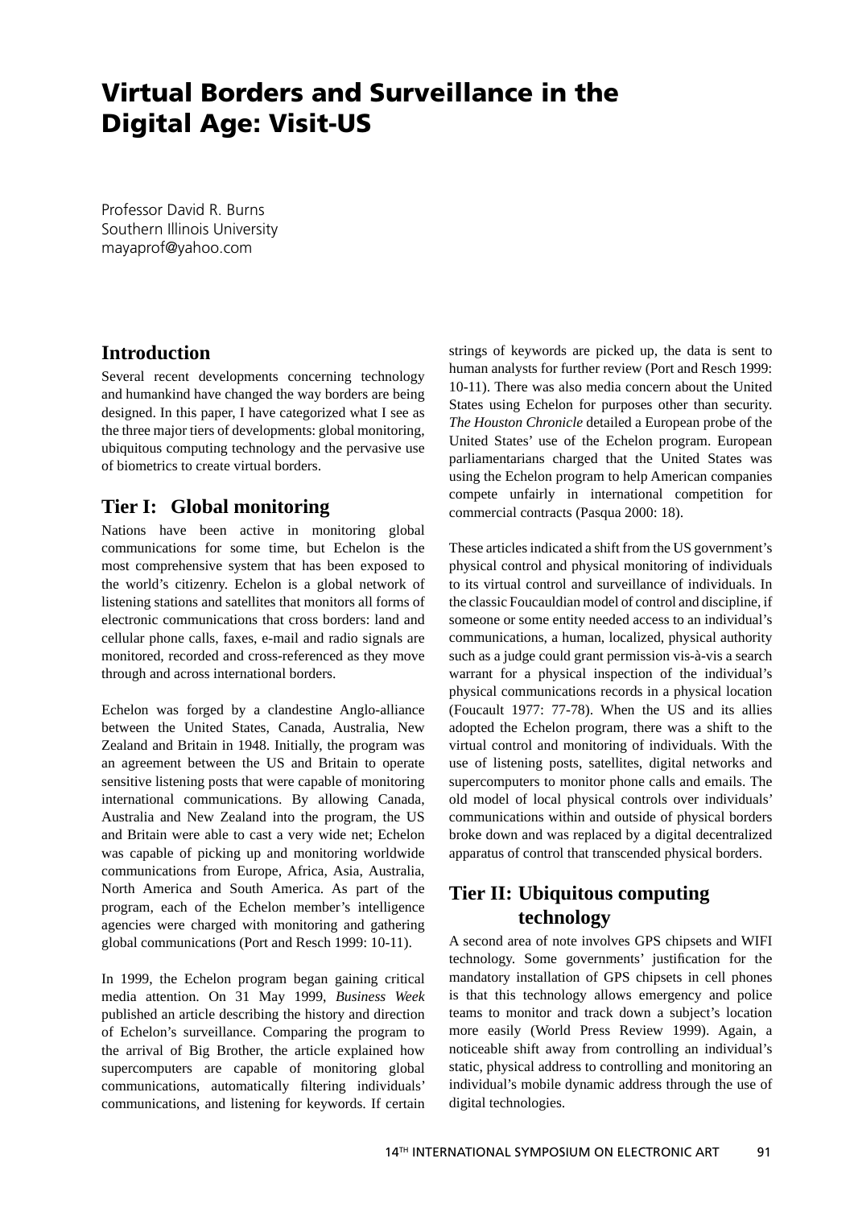# Virtual Borders and Surveillance in the Digital Age: Visit-US

Professor David R. Burns
Southern Illinois University
mayaprof@yahoo.com

## Introduction

Several recent developments concerning technology and humankind have changed the way borders are being designed. In this paper, I have categorized what I see as the three major tiers of developments: global monitoring, ubiquitous computing technology and the pervasive use of biometrics to create virtual borders.

## Tier I: Global monitoring

Nations have been active in monitoring global communications for some time, but Echelon is the most comprehensive system that has been exposed to the world's citizenry. Echelon is a global network of listening stations and satellites that monitors all forms of electronic communications that cross borders: land and cellular phone calls, faxes, e-mail and radio signals are monitored, recorded and cross-referenced as they move through and across international borders.

Echelon was forged by a clandestine Anglo-alliance between the United States, Canada, Australia, New Zealand and Britain in 1948. Initially, the program was an agreement between the US and Britain to operate sensitive listening posts that were capable of monitoring international communications. By allowing Canada, Australia and New Zealand into the program, the US and Britain were able to cast a very wide net; Echelon was capable of picking up and monitoring worldwide communications from Europe, Africa, Asia, Australia, North America and South America. As part of the program, each of the Echelon member's intelligence agencies were charged with monitoring and gathering global communications (Port and Resch 1999: 10-11).

In 1999, the Echelon program began gaining critical media attention. On 31 May 1999, *Business Week* published an article describing the history and direction of Echelon's surveillance. Comparing the program to the arrival of Big Brother, the article explained how supercomputers are capable of monitoring global communications, automatically filtering individuals' communications, and listening for keywords. If certain strings of keywords are picked up, the data is sent to human analysts for further review (Port and Resch 1999: 10-11). There was also media concern about the United States using Echelon for purposes other than security. *The Houston Chronicle* detailed a European probe of the United States' use of the Echelon program. European parliamentarians charged that the United States was using the Echelon program to help American companies compete unfairly in international competition for commercial contracts (Pasqua 2000: 18).

These articles indicated a shift from the US government's physical control and physical monitoring of individuals to its virtual control and surveillance of individuals. In the classic Foucauldian model of control and discipline, if someone or some entity needed access to an individual's communications, a human, localized, physical authority such as a judge could grant permission vis-à-vis a search warrant for a physical inspection of the individual's physical communications records in a physical location (Foucault 1977: 77-78). When the US and its allies adopted the Echelon program, there was a shift to the virtual control and monitoring of individuals. With the use of listening posts, satellites, digital networks and supercomputers to monitor phone calls and emails. The old model of local physical controls over individuals' communications within and outside of physical borders broke down and was replaced by a digital decentralized apparatus of control that transcended physical borders.

## Tier II: Ubiquitous computing technology

A second area of note involves GPS chipsets and WIFI technology. Some governments' justification for the mandatory installation of GPS chipsets in cell phones is that this technology allows emergency and police teams to monitor and track down a subject's location more easily (World Press Review 1999). Again, a noticeable shift away from controlling an individual's static, physical address to controlling and monitoring an individual's mobile dynamic address through the use of digital technologies.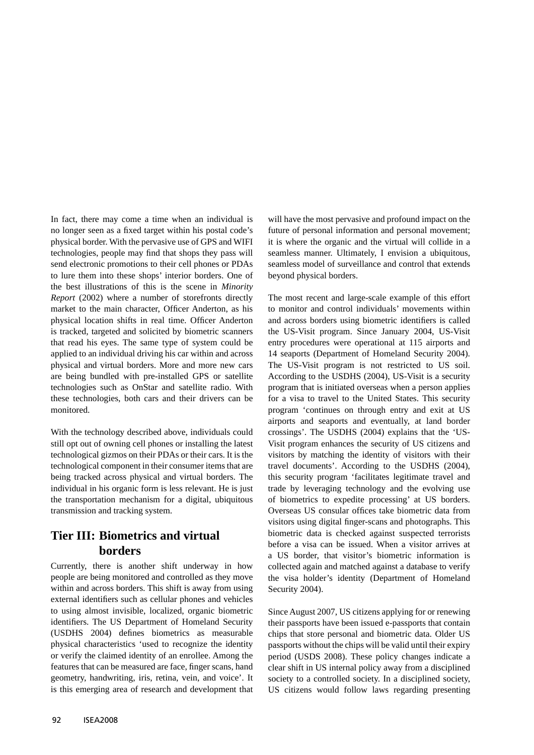In fact, there may come a time when an individual is no longer seen as a fixed target within his postal code's physical border. With the pervasive use of GPS and WIFI technologies, people may find that shops they pass will send electronic promotions to their cell phones or PDAs to lure them into these shops' interior borders. One of the best illustrations of this is the scene in *Minority Report* (2002) where a number of storefronts directly market to the main character, Officer Anderton, as his physical location shifts in real time. Officer Anderton is tracked, targeted and solicited by biometric scanners that read his eyes. The same type of system could be applied to an individual driving his car within and across physical and virtual borders. More and more new cars are being bundled with pre-installed GPS or satellite technologies such as OnStar and satellite radio. With these technologies, both cars and their drivers can be monitored.

With the technology described above, individuals could still opt out of owning cell phones or installing the latest technological gizmos on their PDAs or their cars. It is the technological component in their consumer items that are being tracked across physical and virtual borders. The individual in his organic form is less relevant. He is just the transportation mechanism for a digital, ubiquitous transmission and tracking system.

## Tier III: Biometrics and virtual borders

Currently, there is another shift underway in how people are being monitored and controlled as they move within and across borders. This shift is away from using external identifiers such as cellular phones and vehicles to using almost invisible, localized, organic biometric identifiers. The US Department of Homeland Security (USDHS 2004) defines biometrics as measurable physical characteristics 'used to recognize the identity or verify the claimed identity of an enrollee. Among the features that can be measured are face, finger scans, hand geometry, handwriting, iris, retina, vein, and voice'. It is this emerging area of research and development that will have the most pervasive and profound impact on the future of personal information and personal movement; it is where the organic and the virtual will collide in a seamless manner. Ultimately, I envision a ubiquitous, seamless model of surveillance and control that extends beyond physical borders.

The most recent and large-scale example of this effort to monitor and control individuals' movements within and across borders using biometric identifiers is called the US-Visit program. Since January 2004, US-Visit entry procedures were operational at 115 airports and 14 seaports (Department of Homeland Security 2004). The US-Visit program is not restricted to US soil. According to the USDHS (2004), US-Visit is a security program that is initiated overseas when a person applies for a visa to travel to the United States. This security program 'continues on through entry and exit at US airports and seaports and eventually, at land border crossings'. The USDHS (2004) explains that the 'US-Visit program enhances the security of US citizens and visitors by matching the identity of visitors with their travel documents'. According to the USDHS (2004), this security program 'facilitates legitimate travel and trade by leveraging technology and the evolving use of biometrics to expedite processing' at US borders. Overseas US consular offices take biometric data from visitors using digital finger-scans and photographs. This biometric data is checked against suspected terrorists before a visa can be issued. When a visitor arrives at a US border, that visitor's biometric information is collected again and matched against a database to verify the visa holder's identity (Department of Homeland Security 2004).

Since August 2007, US citizens applying for or renewing their passports have been issued e-passports that contain chips that store personal and biometric data. Older US passports without the chips will be valid until their expiry period (USDS 2008). These policy changes indicate a clear shift in US internal policy away from a disciplined society to a controlled society. In a disciplined society, US citizens would follow laws regarding presenting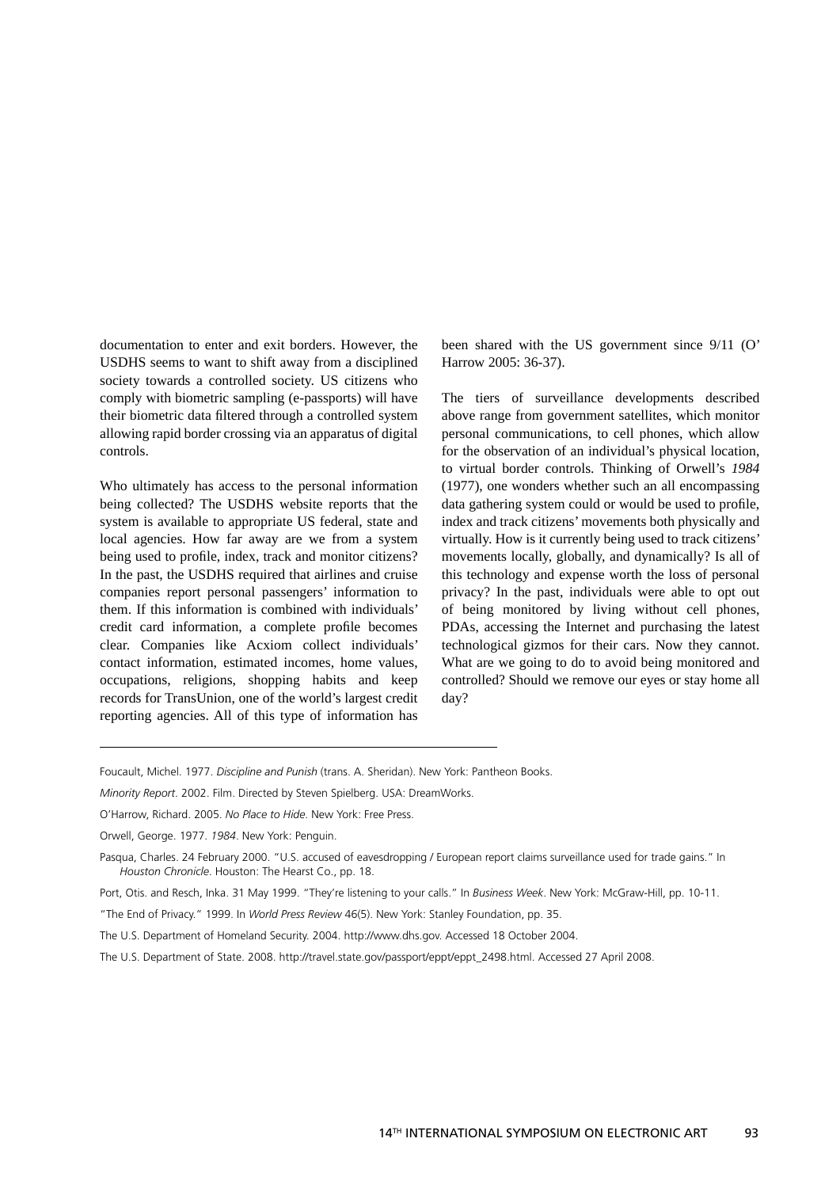documentation to enter and exit borders. However, the USDHS seems to want to shift away from a disciplined society towards a controlled society. US citizens who comply with biometric sampling (e-passports) will have their biometric data filtered through a controlled system allowing rapid border crossing via an apparatus of digital controls.

Who ultimately has access to the personal information being collected? The USDHS website reports that the system is available to appropriate US federal, state and local agencies. How far away are we from a system being used to profile, index, track and monitor citizens? In the past, the USDHS required that airlines and cruise companies report personal passengers' information to them. If this information is combined with individuals' credit card information, a complete profile becomes clear. Companies like Acxiom collect individuals' contact information, estimated incomes, home values, occupations, religions, shopping habits and keep records for TransUnion, one of the world's largest credit reporting agencies. All of this type of information has been shared with the US government since 9/11 (O' Harrow 2005: 36-37).

The tiers of surveillance developments described above range from government satellites, which monitor personal communications, to cell phones, which allow for the observation of an individual's physical location, to virtual border controls. Thinking of Orwell's *1984* (1977), one wonders whether such an all encompassing data gathering system could or would be used to profile, index and track citizens' movements both physically and virtually. How is it currently being used to track citizens' movements locally, globally, and dynamically? Is all of this technology and expense worth the loss of personal privacy? In the past, individuals were able to opt out of being monitored by living without cell phones, PDAs, accessing the Internet and purchasing the latest technological gizmos for their cars. Now they cannot. What are we going to do to avoid being monitored and controlled? Should we remove our eyes or stay home all day?

---

Foucault, Michel. 1977. *Discipline and Punish* (trans. A. Sheridan). New York: Pantheon Books.

*Minority Report*. 2002. Film. Directed by Steven Spielberg. USA: DreamWorks.

O'Harrow, Richard. 2005. *No Place to Hide*. New York: Free Press.

Orwell, George. 1977. *1984*. New York: Penguin.

Pasqua, Charles. 24 February 2000. "U.S. accused of eavesdropping / European report claims surveillance used for trade gains." In *Houston Chronicle*. Houston: The Hearst Co., pp. 18.

Port, Otis. and Resch, Inka. 31 May 1999. "They're listening to your calls." In *Business Week*. New York: McGraw-Hill, pp. 10-11.

"The End of Privacy." 1999. In *World Press Review* 46(5). New York: Stanley Foundation, pp. 35.

The U.S. Department of Homeland Security. 2004. http://www.dhs.gov. Accessed 18 October 2004.

The U.S. Department of State. 2008. http://travel.state.gov/passport/eppt/eppt_2498.html. Accessed 27 April 2008.